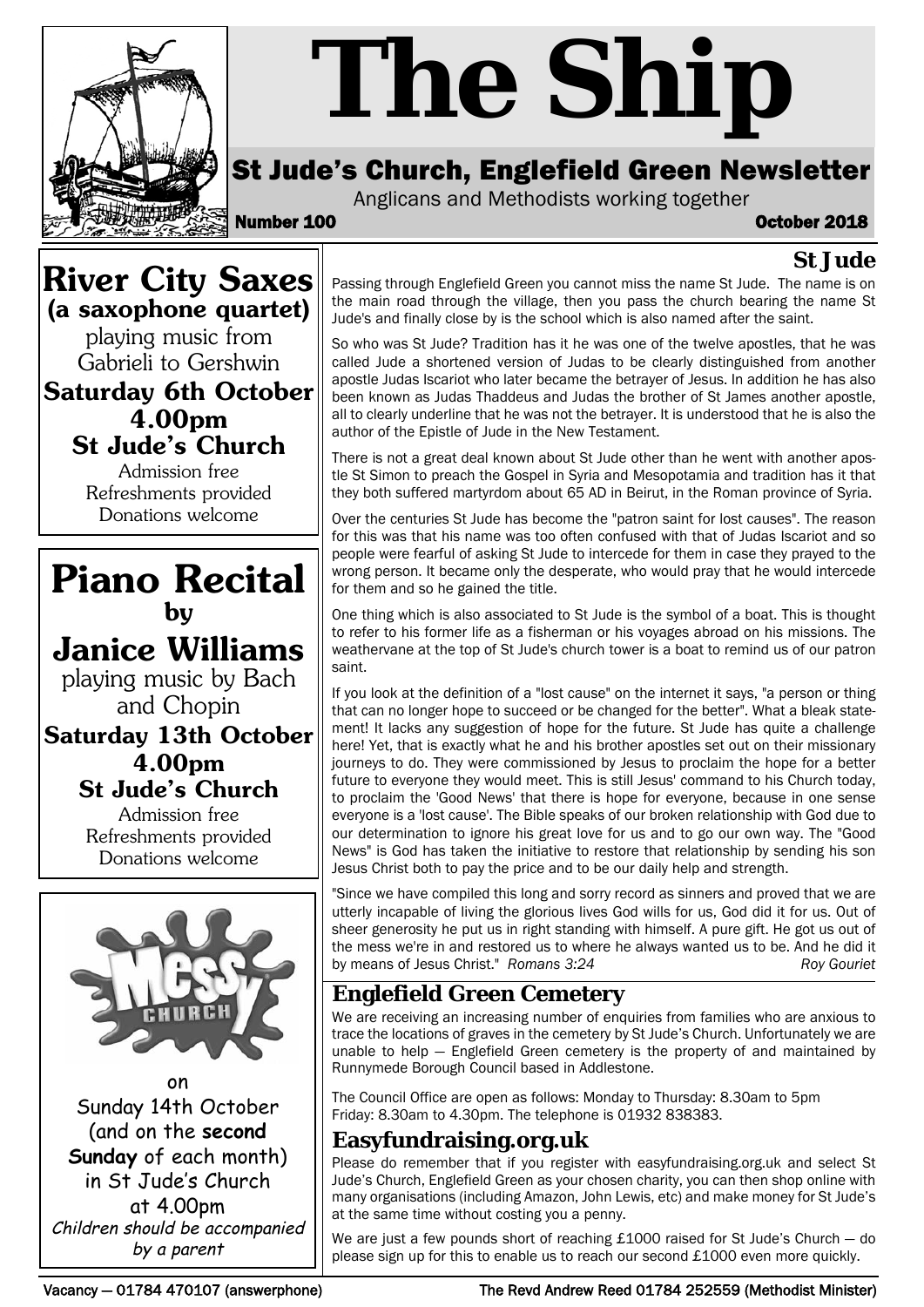# The Ship

## St Jude's Church, Englefield Green Newsletter

Anglicans and Methodists working together

**Number 100** **October 2018**

## River City Saxes
**(a saxophone quartet)**

playing music from Gabrieli to Gershwin

**Saturday 6th October**
**4.00pm**
**St Jude's Church**

Admission free
Refreshments provided
Donations welcome

## Piano Recital
**by**
## Janice Williams

playing music by Bach and Chopin

**Saturday 13th October**
**4.00pm**
**St Jude's Church**

Admission free
Refreshments provided
Donations welcome

**Messy Church**

on
Sunday 14th October
(and on the **second Sunday** of each month)
in St Jude's Church
at 4.00pm

*Children should be accompanied by a parent*

## St Jude

Passing through Englefield Green you cannot miss the name St Jude. The name is on the main road through the village, then you pass the church bearing the name St Jude's and finally close by is the school which is also named after the saint.

So who was St Jude? Tradition has it he was one of the twelve apostles, that he was called Jude a shortened version of Judas to be clearly distinguished from another apostle Judas Iscariot who later became the betrayer of Jesus. In addition he has also been known as Judas Thaddeus and Judas the brother of St James another apostle, all to clearly underline that he was not the betrayer. It is understood that he is also the author of the Epistle of Jude in the New Testament.

There is not a great deal known about St Jude other than he went with another apostle St Simon to preach the Gospel in Syria and Mesopotamia and tradition has it that they both suffered martyrdom about 65 AD in Beirut, in the Roman province of Syria.

Over the centuries St Jude has become the "patron saint for lost causes". The reason for this was that his name was too often confused with that of Judas Iscariot and so people were fearful of asking St Jude to intercede for them in case they prayed to the wrong person. It became only the desperate, who would pray that he would intercede for them and so he gained the title.

One thing which is also associated to St Jude is the symbol of a boat. This is thought to refer to his former life as a fisherman or his voyages abroad on his missions. The weathervane at the top of St Jude's church tower is a boat to remind us of our patron saint.

If you look at the definition of a "lost cause" on the internet it says, "a person or thing that can no longer hope to succeed or be changed for the better". What a bleak statement! It lacks any suggestion of hope for the future. St Jude has quite a challenge here! Yet, that is exactly what he and his brother apostles set out on their missionary journeys to do. They were commissioned by Jesus to proclaim the hope for a better future to everyone they would meet. This is still Jesus' command to his Church today, to proclaim the 'Good News' that there is hope for everyone, because in one sense everyone is a 'lost cause'. The Bible speaks of our broken relationship with God due to our determination to ignore his great love for us and to go our own way. The "Good News" is God has taken the initiative to restore that relationship by sending his son Jesus Christ both to pay the price and to be our daily help and strength.

"Since we have compiled this long and sorry record as sinners and proved that we are utterly incapable of living the glorious lives God wills for us, God did it for us. Out of sheer generosity he put us in right standing with himself. A pure gift. He got us out of the mess we're in and restored us to where he always wanted us to be. And he did it by means of Jesus Christ." *Romans 3:24* *Roy Gouriet*

## Englefield Green Cemetery

We are receiving an increasing number of enquiries from families who are anxious to trace the locations of graves in the cemetery by St Jude's Church. Unfortunately we are unable to help — Englefield Green cemetery is the property of and maintained by Runnymede Borough Council based in Addlestone.

The Council Office are open as follows: Monday to Thursday: 8.30am to 5pm
Friday: 8.30am to 4.30pm. The telephone is 01932 838383.

## Easyfundraising.org.uk

Please do remember that if you register with easyfundraising.org.uk and select St Jude's Church, Englefield Green as your chosen charity, you can then shop online with many organisations (including Amazon, John Lewis, etc) and make money for St Jude's at the same time without costing you a penny.

We are just a few pounds short of reaching £1000 raised for St Jude's Church — do please sign up for this to enable us to reach our second £1000 even more quickly.

Vacancy — 01784 470107 (answerphone) The Revd Andrew Reed 01784 252559 (Methodist Minister)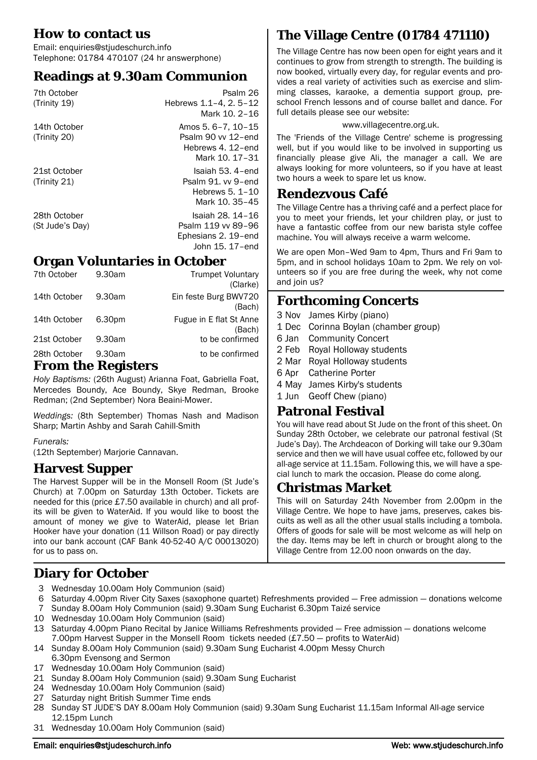## How to contact us

Email: enquiries@stjudeschurch.info
Telephone: 01784 470107 (24 hr answerphone)

## Readings at 9.30am Communion

| | |
|---|---|
| 7th October (Trinity 19) | Psalm 26<br>Hebrews 1.1–4, 2. 5–12<br>Mark 10. 2–16 |
| 14th October (Trinity 20) | Amos 5. 6–7, 10–15<br>Psalm 90 vv 12–end<br>Hebrews 4. 12–end<br>Mark 10. 17–31 |
| 21st October (Trinity 21) | Isaiah 53. 4–end<br>Psalm 91. vv 9–end<br>Hebrews 5. 1–10<br>Mark 10. 35–45 |
| 28th October (St Jude's Day) | Isaiah 28. 14–16<br>Psalm 119 vv 89–96<br>Ephesians 2. 19–end<br>John 15. 17–end |

## Organ Voluntaries in October

| | | |
|---|---|---|
| 7th October | 9.30am | Trumpet Voluntary (Clarke) |
| 14th October | 9.30am | Ein feste Burg BWV720 (Bach) |
| 14th October | 6.30pm | Fugue in E flat St Anne (Bach) |
| 21st October | 9.30am | to be confirmed |
| 28th October | 9.30am | to be confirmed |

## From the Registers

*Holy Baptisms:* (26th August) Arianna Foat, Gabriella Foat, Mercedes Boundy, Ace Boundy, Skye Redman, Brooke Redman; (2nd September) Nora Beaini-Mower.

*Weddings:* (8th September) Thomas Nash and Madison Sharp; Martin Ashby and Sarah Cahill-Smith

*Funerals:*
(12th September) Marjorie Cannavan.

## Harvest Supper

The Harvest Supper will be in the Monsell Room (St Jude's Church) at 7.00pm on Saturday 13th October. Tickets are needed for this (price £7.50 available in church) and all profits will be given to WaterAid. If you would like to boost the amount of money we give to WaterAid, please let Brian Hooker have your donation (11 Willson Road) or pay directly into our bank account (CAF Bank 40-52-40 A/C 00013020) for us to pass on.

## The Village Centre (01784 471110)

The Village Centre has now been open for eight years and it continues to grow from strength to strength. The building is now booked, virtually every day, for regular events and provides a real variety of activities such as exercise and slimming classes, karaoke, a dementia support group, pre-school French lessons and of course ballet and dance. For full details please see our website:

www.villagecentre.org.uk.

The 'Friends of the Village Centre' scheme is progressing well, but if you would like to be involved in supporting us financially please give Ali, the manager a call. We are always looking for more volunteers, so if you have at least two hours a week to spare let us know.

## Rendezvous Café

The Village Centre has a thriving café and a perfect place for you to meet your friends, let your children play, or just to have a fantastic coffee from our new barista style coffee machine. You will always receive a warm welcome.

We are open Mon–Wed 9am to 4pm, Thurs and Fri 9am to 5pm, and in school holidays 10am to 2pm. We rely on volunteers so if you are free during the week, why not come and join us?

## Forthcoming Concerts

- 3 Nov James Kirby (piano)
- 1 Dec Corinna Boylan (chamber group)
- 6 Jan Community Concert
- 2 Feb Royal Holloway students
- 2 Mar Royal Holloway students
- 6 Apr Catherine Porter
- 4 May James Kirby's students
- 1 Jun Geoff Chew (piano)

## Patronal Festival

You will have read about St Jude on the front of this sheet. On Sunday 28th October, we celebrate our patronal festival (St Jude's Day). The Archdeacon of Dorking will take our 9.30am service and then we will have usual coffee etc, followed by our all-age service at 11.15am. Following this, we will have a special lunch to mark the occasion. Please do come along.

## Christmas Market

This will on Saturday 24th November from 2.00pm in the Village Centre. We hope to have jams, preserves, cakes biscuits as well as all the other usual stalls including a tombola. Offers of goods for sale will be most welcome as will help on the day. Items may be left in church or brought along to the Village Centre from 12.00 noon onwards on the day.

## Diary for October

- 3 Wednesday 10.00am Holy Communion (said)
- 6 Saturday 4.00pm River City Saxes (saxophone quartet) Refreshments provided — Free admission — donations welcome
- 7 Sunday 8.00am Holy Communion (said) 9.30am Sung Eucharist 6.30pm Taizé service
- 10 Wednesday 10.00am Holy Communion (said)
- 13 Saturday 4.00pm Piano Recital by Janice Williams Refreshments provided — Free admission — donations welcome
  7.00pm Harvest Supper in the Monsell Room tickets needed (£7.50 — profits to WaterAid)
- 14 Sunday 8.00am Holy Communion (said) 9.30am Sung Eucharist 4.00pm Messy Church
  6.30pm Evensong and Sermon
- 17 Wednesday 10.00am Holy Communion (said)
- 21 Sunday 8.00am Holy Communion (said) 9.30am Sung Eucharist
- 24 Wednesday 10.00am Holy Communion (said)
- 27 Saturday night British Summer Time ends
- 28 Sunday ST JUDE'S DAY 8.00am Holy Communion (said) 9.30am Sung Eucharist 11.15am Informal All-age service
  12.15pm Lunch
- 31 Wednesday 10.00am Holy Communion (said)

Email: enquiries@stjudeschurch.info Web: www.stjudeschurch.info